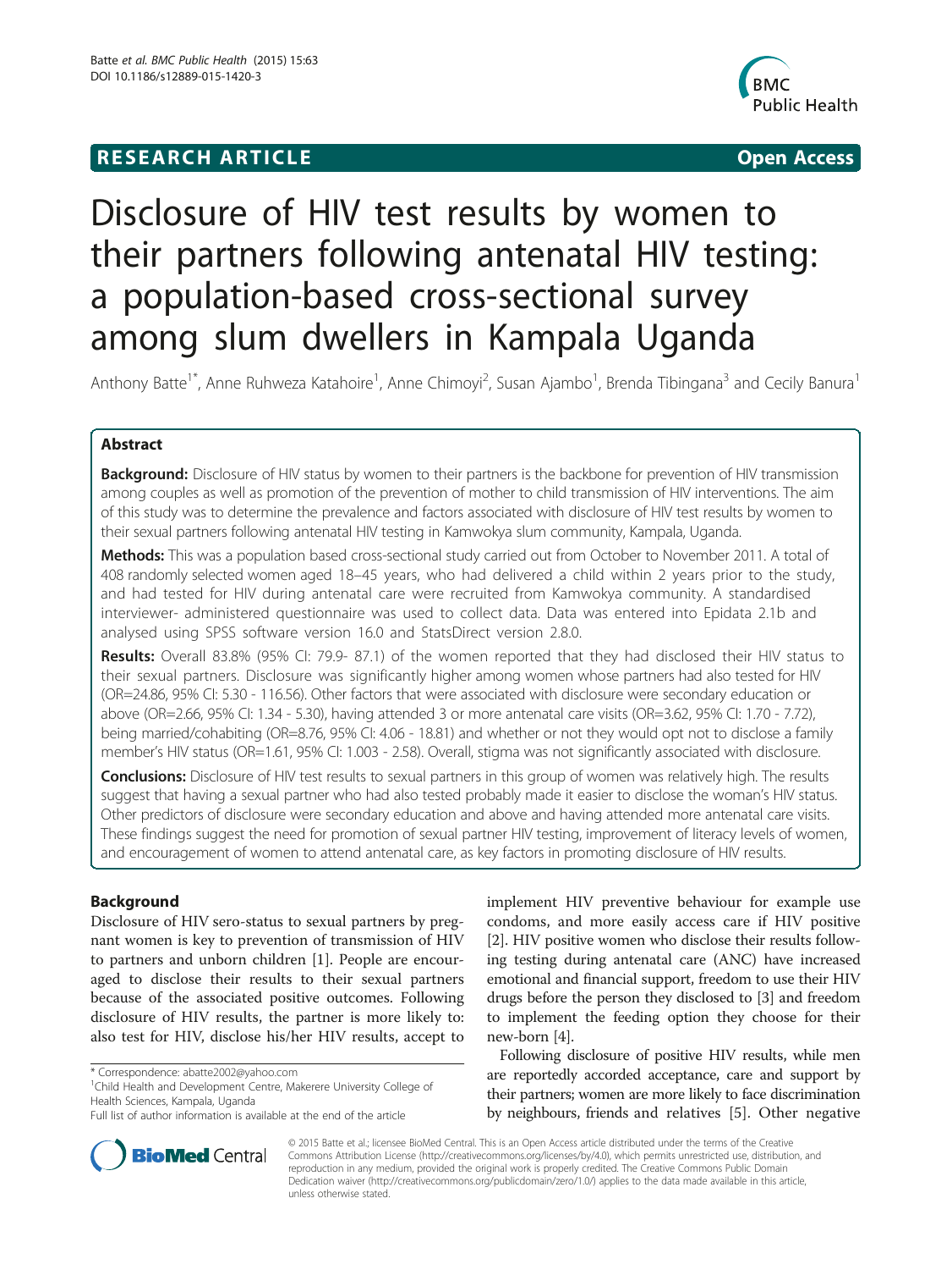**RESEARCH ARTICLE** **Open Access**

# Disclosure of HIV test results by women to their partners following antenatal HIV testing: a population-based cross-sectional survey among slum dwellers in Kampala Uganda

Anthony Batte[1*], Anne Ruhweza Katahoire[1], Anne Chimoyi[2], Susan Ajambo[1], Brenda Tibingana[3] and Cecily Banura[1]

## Abstract

**Background:** Disclosure of HIV status by women to their partners is the backbone for prevention of HIV transmission among couples as well as promotion of the prevention of mother to child transmission of HIV interventions. The aim of this study was to determine the prevalence and factors associated with disclosure of HIV test results by women to their sexual partners following antenatal HIV testing in Kamwokya slum community, Kampala, Uganda.

**Methods:** This was a population based cross-sectional study carried out from October to November 2011. A total of 408 randomly selected women aged 18–45 years, who had delivered a child within 2 years prior to the study, and had tested for HIV during antenatal care were recruited from Kamwokya community. A standardised interviewer- administered questionnaire was used to collect data. Data was entered into Epidata 2.1b and analysed using SPSS software version 16.0 and StatsDirect version 2.8.0.

**Results:** Overall 83.8% (95% CI: 79.9- 87.1) of the women reported that they had disclosed their HIV status to their sexual partners. Disclosure was significantly higher among women whose partners had also tested for HIV (OR=24.86, 95% CI: 5.30 - 116.56). Other factors that were associated with disclosure were secondary education or above (OR=2.66, 95% CI: 1.34 - 5.30), having attended 3 or more antenatal care visits (OR=3.62, 95% CI: 1.70 - 7.72), being married/cohabiting (OR=8.76, 95% CI: 4.06 - 18.81) and whether or not they would opt not to disclose a family member's HIV status (OR=1.61, 95% CI: 1.003 - 2.58). Overall, stigma was not significantly associated with disclosure.

**Conclusions:** Disclosure of HIV test results to sexual partners in this group of women was relatively high. The results suggest that having a sexual partner who had also tested probably made it easier to disclose the woman's HIV status. Other predictors of disclosure were secondary education and above and having attended more antenatal care visits. These findings suggest the need for promotion of sexual partner HIV testing, improvement of literacy levels of women, and encouragement of women to attend antenatal care, as key factors in promoting disclosure of HIV results.

## Background

Disclosure of HIV sero-status to sexual partners by pregnant women is key to prevention of transmission of HIV to partners and unborn children [1]. People are encouraged to disclose their results to their sexual partners because of the associated positive outcomes. Following disclosure of HIV results, the partner is more likely to: also test for HIV, disclose his/her HIV results, accept to implement HIV preventive behaviour for example use condoms, and more easily access care if HIV positive [2]. HIV positive women who disclose their results following testing during antenatal care (ANC) have increased emotional and financial support, freedom to use their HIV drugs before the person they disclosed to [3] and freedom to implement the feeding option they choose for their new-born [4].

Following disclosure of positive HIV results, while men are reportedly accorded acceptance, care and support by their partners; women are more likely to face discrimination by neighbours, friends and relatives [5]. Other negative

* Correspondence: abatte2002@yahoo.com
[1]Child Health and Development Centre, Makerere University College of Health Sciences, Kampala, Uganda
Full list of author information is available at the end of the article

© 2015 Batte et al.; licensee BioMed Central. This is an Open Access article distributed under the terms of the Creative Commons Attribution License (http://creativecommons.org/licenses/by/4.0), which permits unrestricted use, distribution, and reproduction in any medium, provided the original work is properly credited. The Creative Commons Public Domain Dedication waiver (http://creativecommons.org/publicdomain/zero/1.0/) applies to the data made available in this article, unless otherwise stated.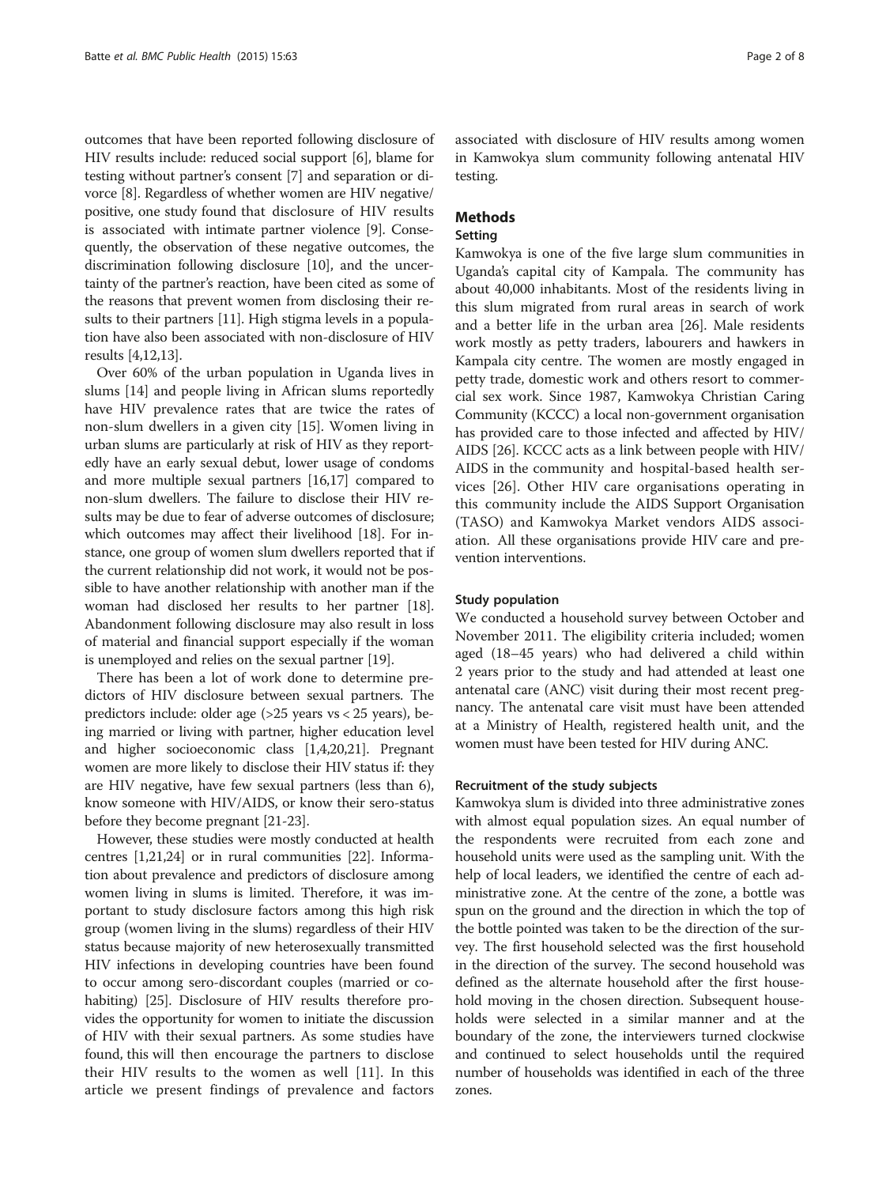outcomes that have been reported following disclosure of HIV results include: reduced social support [6], blame for testing without partner's consent [7] and separation or divorce [8]. Regardless of whether women are HIV negative/positive, one study found that disclosure of HIV results is associated with intimate partner violence [9]. Consequently, the observation of these negative outcomes, the discrimination following disclosure [10], and the uncertainty of the partner's reaction, have been cited as some of the reasons that prevent women from disclosing their results to their partners [11]. High stigma levels in a population have also been associated with non-disclosure of HIV results [4,12,13].

Over 60% of the urban population in Uganda lives in slums [14] and people living in African slums reportedly have HIV prevalence rates that are twice the rates of non-slum dwellers in a given city [15]. Women living in urban slums are particularly at risk of HIV as they reportedly have an early sexual debut, lower usage of condoms and more multiple sexual partners [16,17] compared to non-slum dwellers. The failure to disclose their HIV results may be due to fear of adverse outcomes of disclosure; which outcomes may affect their livelihood [18]. For instance, one group of women slum dwellers reported that if the current relationship did not work, it would not be possible to have another relationship with another man if the woman had disclosed her results to her partner [18]. Abandonment following disclosure may also result in loss of material and financial support especially if the woman is unemployed and relies on the sexual partner [19].

There has been a lot of work done to determine predictors of HIV disclosure between sexual partners. The predictors include: older age (>25 years vs < 25 years), being married or living with partner, higher education level and higher socioeconomic class [1,4,20,21]. Pregnant women are more likely to disclose their HIV status if: they are HIV negative, have few sexual partners (less than 6), know someone with HIV/AIDS, or know their sero-status before they become pregnant [21-23].

However, these studies were mostly conducted at health centres [1,21,24] or in rural communities [22]. Information about prevalence and predictors of disclosure among women living in slums is limited. Therefore, it was important to study disclosure factors among this high risk group (women living in the slums) regardless of their HIV status because majority of new heterosexually transmitted HIV infections in developing countries have been found to occur among sero-discordant couples (married or cohabiting) [25]. Disclosure of HIV results therefore provides the opportunity for women to initiate the discussion of HIV with their sexual partners. As some studies have found, this will then encourage the partners to disclose their HIV results to the women as well [11]. In this article we present findings of prevalence and factors associated with disclosure of HIV results among women in Kamwokya slum community following antenatal HIV testing.

## Methods

### Setting

Kamwokya is one of the five large slum communities in Uganda's capital city of Kampala. The community has about 40,000 inhabitants. Most of the residents living in this slum migrated from rural areas in search of work and a better life in the urban area [26]. Male residents work mostly as petty traders, labourers and hawkers in Kampala city centre. The women are mostly engaged in petty trade, domestic work and others resort to commercial sex work. Since 1987, Kamwokya Christian Caring Community (KCCC) a local non-government organisation has provided care to those infected and affected by HIV/AIDS [26]. KCCC acts as a link between people with HIV/AIDS in the community and hospital-based health services [26]. Other HIV care organisations operating in this community include the AIDS Support Organisation (TASO) and Kamwokya Market vendors AIDS association. All these organisations provide HIV care and prevention interventions.

### Study population

We conducted a household survey between October and November 2011. The eligibility criteria included; women aged (18–45 years) who had delivered a child within 2 years prior to the study and had attended at least one antenatal care (ANC) visit during their most recent pregnancy. The antenatal care visit must have been attended at a Ministry of Health, registered health unit, and the women must have been tested for HIV during ANC.

### Recruitment of the study subjects

Kamwokya slum is divided into three administrative zones with almost equal population sizes. An equal number of the respondents were recruited from each zone and household units were used as the sampling unit. With the help of local leaders, we identified the centre of each administrative zone. At the centre of the zone, a bottle was spun on the ground and the direction in which the top of the bottle pointed was taken to be the direction of the survey. The first household selected was the first household in the direction of the survey. The second household was defined as the alternate household after the first household moving in the chosen direction. Subsequent households were selected in a similar manner and at the boundary of the zone, the interviewers turned clockwise and continued to select households until the required number of households was identified in each of the three zones.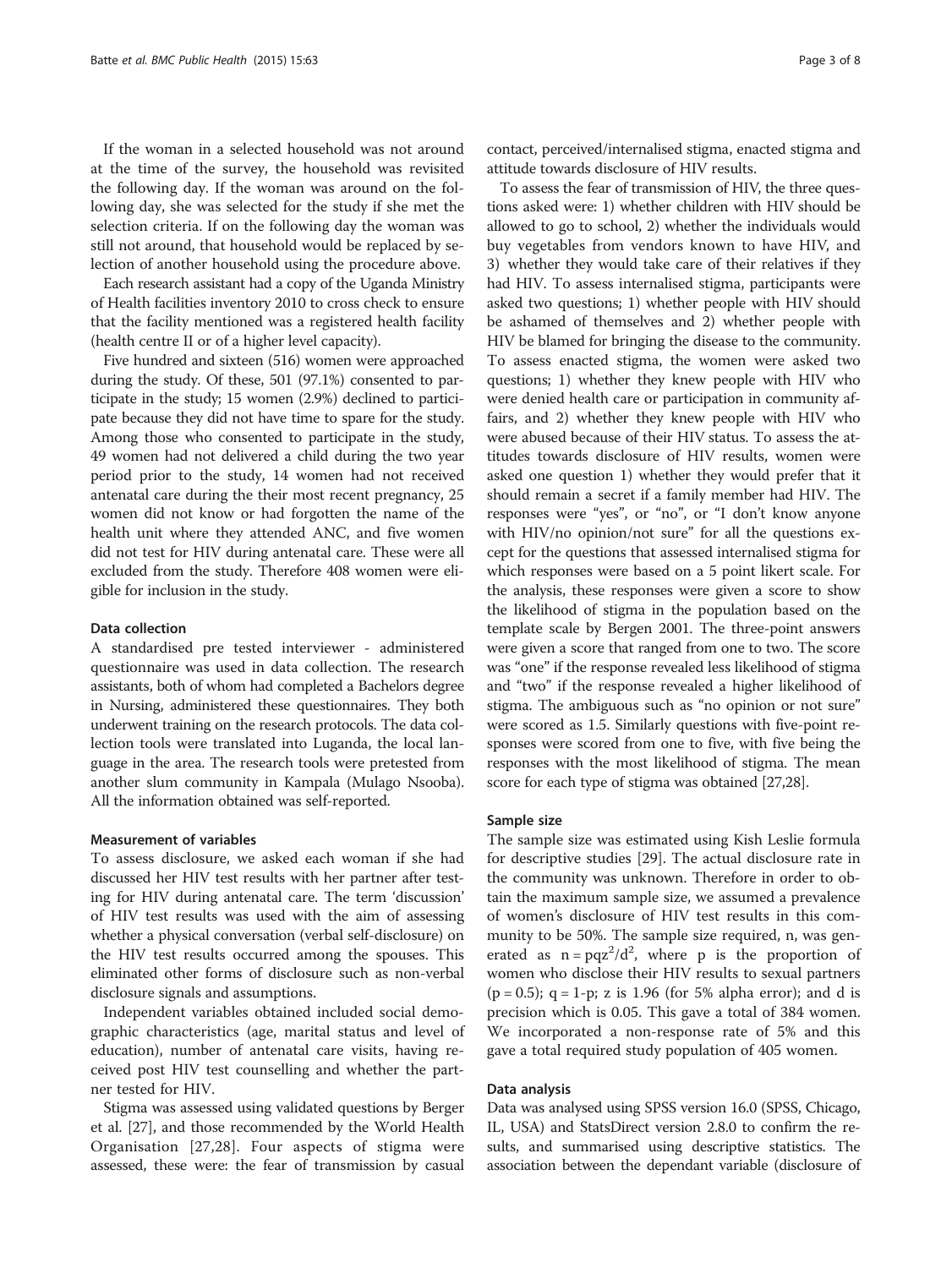If the woman in a selected household was not around at the time of the survey, the household was revisited the following day. If the woman was around on the following day, she was selected for the study if she met the selection criteria. If on the following day the woman was still not around, that household would be replaced by selection of another household using the procedure above.

Each research assistant had a copy of the Uganda Ministry of Health facilities inventory 2010 to cross check to ensure that the facility mentioned was a registered health facility (health centre II or of a higher level capacity).

Five hundred and sixteen (516) women were approached during the study. Of these, 501 (97.1%) consented to participate in the study; 15 women (2.9%) declined to participate because they did not have time to spare for the study. Among those who consented to participate in the study, 49 women had not delivered a child during the two year period prior to the study, 14 women had not received antenatal care during the their most recent pregnancy, 25 women did not know or had forgotten the name of the health unit where they attended ANC, and five women did not test for HIV during antenatal care. These were all excluded from the study. Therefore 408 women were eligible for inclusion in the study.

### Data collection

A standardised pre tested interviewer - administered questionnaire was used in data collection. The research assistants, both of whom had completed a Bachelors degree in Nursing, administered these questionnaires. They both underwent training on the research protocols. The data collection tools were translated into Luganda, the local language in the area. The research tools were pretested from another slum community in Kampala (Mulago Nsooba). All the information obtained was self-reported.

### Measurement of variables

To assess disclosure, we asked each woman if she had discussed her HIV test results with her partner after testing for HIV during antenatal care. The term 'discussion' of HIV test results was used with the aim of assessing whether a physical conversation (verbal self-disclosure) on the HIV test results occurred among the spouses. This eliminated other forms of disclosure such as non-verbal disclosure signals and assumptions.

Independent variables obtained included social demographic characteristics (age, marital status and level of education), number of antenatal care visits, having received post HIV test counselling and whether the partner tested for HIV.

Stigma was assessed using validated questions by Berger et al. [27], and those recommended by the World Health Organisation [27,28]. Four aspects of stigma were assessed, these were: the fear of transmission by casual contact, perceived/internalised stigma, enacted stigma and attitude towards disclosure of HIV results.

To assess the fear of transmission of HIV, the three questions asked were: 1) whether children with HIV should be allowed to go to school, 2) whether the individuals would buy vegetables from vendors known to have HIV, and 3) whether they would take care of their relatives if they had HIV. To assess internalised stigma, participants were asked two questions; 1) whether people with HIV should be ashamed of themselves and 2) whether people with HIV be blamed for bringing the disease to the community. To assess enacted stigma, the women were asked two questions; 1) whether they knew people with HIV who were denied health care or participation in community affairs, and 2) whether they knew people with HIV who were abused because of their HIV status. To assess the attitudes towards disclosure of HIV results, women were asked one question 1) whether they would prefer that it should remain a secret if a family member had HIV. The responses were "yes", or "no", or "I don't know anyone with HIV/no opinion/not sure" for all the questions except for the questions that assessed internalised stigma for which responses were based on a 5 point likert scale. For the analysis, these responses were given a score to show the likelihood of stigma in the population based on the template scale by Bergen 2001. The three-point answers were given a score that ranged from one to two. The score was "one" if the response revealed less likelihood of stigma and "two" if the response revealed a higher likelihood of stigma. The ambiguous such as "no opinion or not sure" were scored as 1.5. Similarly questions with five-point responses were scored from one to five, with five being the responses with the most likelihood of stigma. The mean score for each type of stigma was obtained [27,28].

### Sample size

The sample size was estimated using Kish Leslie formula for descriptive studies [29]. The actual disclosure rate in the community was unknown. Therefore in order to obtain the maximum sample size, we assumed a prevalence of women's disclosure of HIV test results in this community to be 50%. The sample size required, n, was generated as $n = pqz^2/d^2$, where p is the proportion of women who disclose their HIV results to sexual partners ($p = 0.5$); $q = 1\text{-}p$; z is 1.96 (for 5% alpha error); and d is precision which is 0.05. This gave a total of 384 women. We incorporated a non-response rate of 5% and this gave a total required study population of 405 women.

### Data analysis

Data was analysed using SPSS version 16.0 (SPSS, Chicago, IL, USA) and StatsDirect version 2.8.0 to confirm the results, and summarised using descriptive statistics. The association between the dependant variable (disclosure of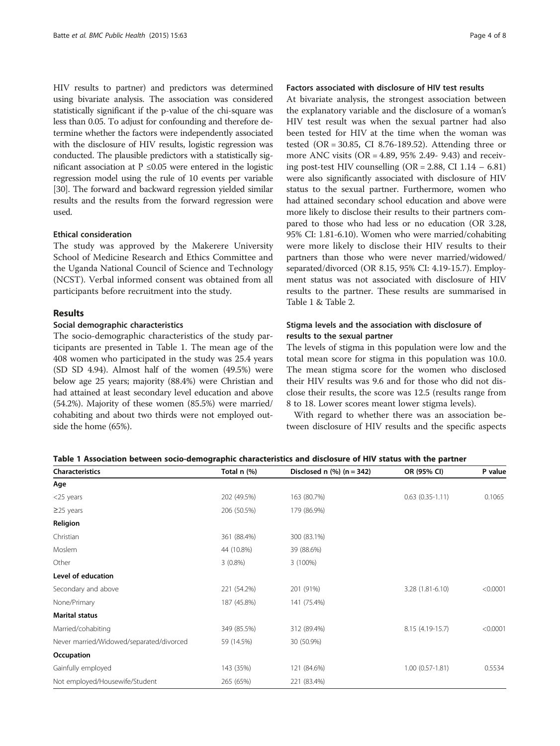HIV results to partner) and predictors was determined using bivariate analysis. The association was considered statistically significant if the p-value of the chi-square was less than 0.05. To adjust for confounding and therefore determine whether the factors were independently associated with the disclosure of HIV results, logistic regression was conducted. The plausible predictors with a statistically significant association at P ≤0.05 were entered in the logistic regression model using the rule of 10 events per variable [30]. The forward and backward regression yielded similar results and the results from the forward regression were used.

### Ethical consideration

The study was approved by the Makerere University School of Medicine Research and Ethics Committee and the Uganda National Council of Science and Technology (NCST). Verbal informed consent was obtained from all participants before recruitment into the study.

## Results

### Social demographic characteristics

The socio-demographic characteristics of the study participants are presented in Table 1. The mean age of the 408 women who participated in the study was 25.4 years (SD SD 4.94). Almost half of the women (49.5%) were below age 25 years; majority (88.4%) were Christian and had attained at least secondary level education and above (54.2%). Majority of these women (85.5%) were married/cohabiting and about two thirds were not employed outside the home (65%).

### Factors associated with disclosure of HIV test results

At bivariate analysis, the strongest association between the explanatory variable and the disclosure of a woman's HIV test result was when the sexual partner had also been tested for HIV at the time when the woman was tested (OR = 30.85, CI 8.76-189.52). Attending three or more ANC visits (OR = 4.89, 95% 2.49- 9.43) and receiving post-test HIV counselling (OR = 2.88, CI 1.14 – 6.81) were also significantly associated with disclosure of HIV status to the sexual partner. Furthermore, women who had attained secondary school education and above were more likely to disclose their results to their partners compared to those who had less or no education (OR 3.28, 95% CI: 1.81-6.10). Women who were married/cohabiting were more likely to disclose their HIV results to their partners than those who were never married/widowed/separated/divorced (OR 8.15, 95% CI: 4.19-15.7). Employment status was not associated with disclosure of HIV results to the partner. These results are summarised in Table 1 & Table 2.

### Stigma levels and the association with disclosure of results to the sexual partner

The levels of stigma in this population were low and the total mean score for stigma in this population was 10.0. The mean stigma score for the women who disclosed their HIV results was 9.6 and for those who did not disclose their results, the score was 12.5 (results range from 8 to 18. Lower scores meant lower stigma levels).

With regard to whether there was an association between disclosure of HIV results and the specific aspects

**Table 1 Association between socio-demographic characteristics and disclosure of HIV status with the partner**

| Characteristics | Total n (%) | Disclosed n (%) (n = 342) | OR (95% CI) | P value |
|---|---|---|---|---|
| **Age** | | | | |
| <25 years | 202 (49.5%) | 163 (80.7%) | 0.63 (0.35-1.11) | 0.1065 |
| ≥25 years | 206 (50.5%) | 179 (86.9%) | | |
| **Religion** | | | | |
| Christian | 361 (88.4%) | 300 (83.1%) | | |
| Moslem | 44 (10.8%) | 39 (88.6%) | | |
| Other | 3 (0.8%) | 3 (100%) | | |
| **Level of education** | | | | |
| Secondary and above | 221 (54.2%) | 201 (91%) | 3.28 (1.81-6.10) | <0.0001 |
| None/Primary | 187 (45.8%) | 141 (75.4%) | | |
| **Marital status** | | | | |
| Married/cohabiting | 349 (85.5%) | 312 (89.4%) | 8.15 (4.19-15.7) | <0.0001 |
| Never married/Widowed/separated/divorced | 59 (14.5%) | 30 (50.9%) | | |
| **Occupation** | | | | |
| Gainfully employed | 143 (35%) | 121 (84.6%) | 1.00 (0.57-1.81) | 0.5534 |
| Not employed/Housewife/Student | 265 (65%) | 221 (83.4%) | | |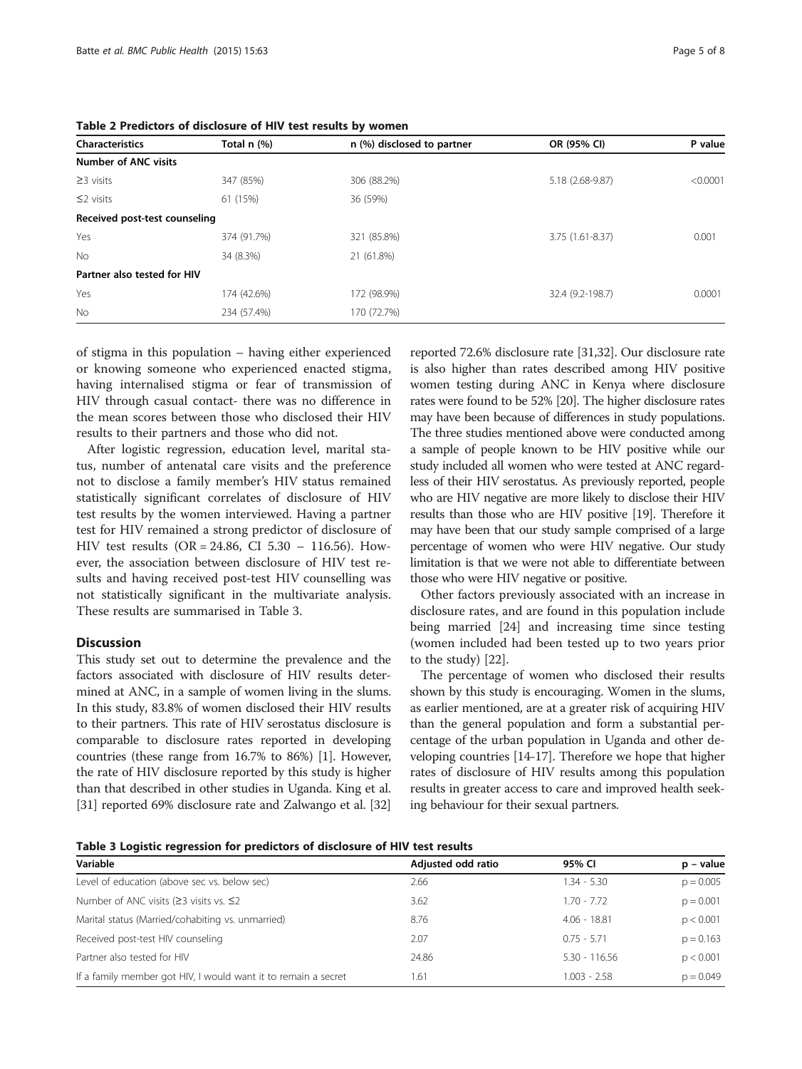**Table 2 Predictors of disclosure of HIV test results by women**

| Characteristics | Total n (%) | n (%) disclosed to partner | OR (95% CI) | P value |
|---|---|---|---|---|
| **Number of ANC visits** | | | | |
| ≥3 visits | 347 (85%) | 306 (88.2%) | 5.18 (2.68-9.87) | <0.0001 |
| ≤2 visits | 61 (15%) | 36 (59%) | | |
| **Received post-test counseling** | | | | |
| Yes | 374 (91.7%) | 321 (85.8%) | 3.75 (1.61-8.37) | 0.001 |
| No | 34 (8.3%) | 21 (61.8%) | | |
| **Partner also tested for HIV** | | | | |
| Yes | 174 (42.6%) | 172 (98.9%) | 32.4 (9.2-198.7) | 0.0001 |
| No | 234 (57.4%) | 170 (72.7%) | | |

of stigma in this population – having either experienced or knowing someone who experienced enacted stigma, having internalised stigma or fear of transmission of HIV through casual contact- there was no difference in the mean scores between those who disclosed their HIV results to their partners and those who did not.

After logistic regression, education level, marital status, number of antenatal care visits and the preference not to disclose a family member's HIV status remained statistically significant correlates of disclosure of HIV test results by the women interviewed. Having a partner test for HIV remained a strong predictor of disclosure of HIV test results (OR = 24.86, CI 5.30 – 116.56). However, the association between disclosure of HIV test results and having received post-test HIV counselling was not statistically significant in the multivariate analysis. These results are summarised in Table 3.

## Discussion

This study set out to determine the prevalence and the factors associated with disclosure of HIV results determined at ANC, in a sample of women living in the slums. In this study, 83.8% of women disclosed their HIV results to their partners. This rate of HIV serostatus disclosure is comparable to disclosure rates reported in developing countries (these range from 16.7% to 86%) [1]. However, the rate of HIV disclosure reported by this study is higher than that described in other studies in Uganda. King et al. [31] reported 69% disclosure rate and Zalwango et al. [32] reported 72.6% disclosure rate [31,32]. Our disclosure rate is also higher than rates described among HIV positive women testing during ANC in Kenya where disclosure rates were found to be 52% [20]. The higher disclosure rates may have been because of differences in study populations. The three studies mentioned above were conducted among a sample of people known to be HIV positive while our study included all women who were tested at ANC regardless of their HIV serostatus. As previously reported, people who are HIV negative are more likely to disclose their HIV results than those who are HIV positive [19]. Therefore it may have been that our study sample comprised of a large percentage of women who were HIV negative. Our study limitation is that we were not able to differentiate between those who were HIV negative or positive.

Other factors previously associated with an increase in disclosure rates, and are found in this population include being married [24] and increasing time since testing (women included had been tested up to two years prior to the study) [22].

The percentage of women who disclosed their results shown by this study is encouraging. Women in the slums, as earlier mentioned, are at a greater risk of acquiring HIV than the general population and form a substantial percentage of the urban population in Uganda and other developing countries [14-17]. Therefore we hope that higher rates of disclosure of HIV results among this population results in greater access to care and improved health seeking behaviour for their sexual partners.

**Table 3 Logistic regression for predictors of disclosure of HIV test results**

| Variable | Adjusted odd ratio | 95% CI | p – value |
|---|---|---|---|
| Level of education (above sec vs. below sec) | 2.66 | 1.34 - 5.30 | p = 0.005 |
| Number of ANC visits (≥3 visits vs. ≤2 | 3.62 | 1.70 - 7.72 | p = 0.001 |
| Marital status (Married/cohabiting vs. unmarried) | 8.76 | 4.06 - 18.81 | p < 0.001 |
| Received post-test HIV counseling | 2.07 | 0.75 - 5.71 | p = 0.163 |
| Partner also tested for HIV | 24.86 | 5.30 - 116.56 | p < 0.001 |
| If a family member got HIV, I would want it to remain a secret | 1.61 | 1.003 - 2.58 | p = 0.049 |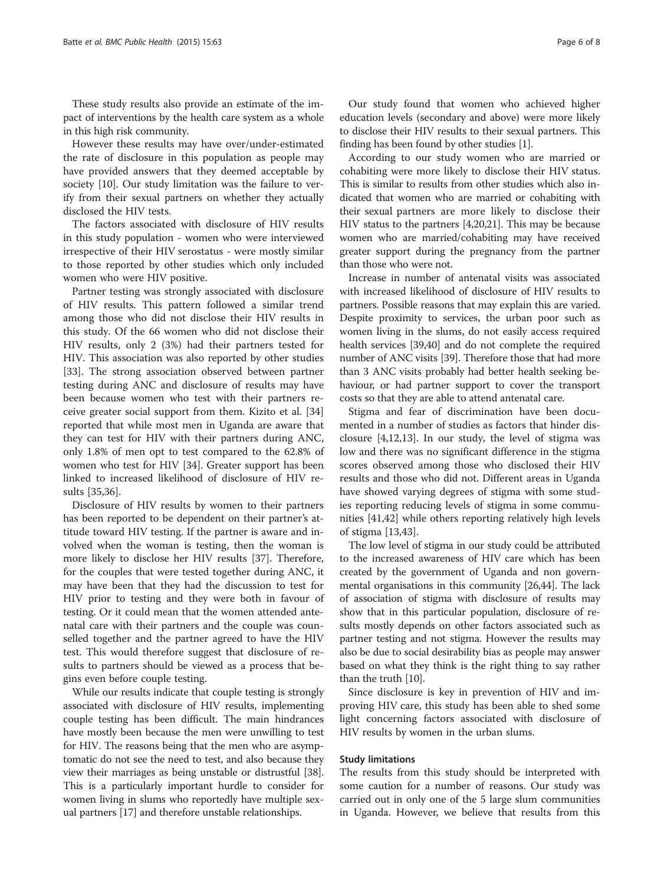These study results also provide an estimate of the impact of interventions by the health care system as a whole in this high risk community.

However these results may have over/under-estimated the rate of disclosure in this population as people may have provided answers that they deemed acceptable by society [10]. Our study limitation was the failure to verify from their sexual partners on whether they actually disclosed the HIV tests.

The factors associated with disclosure of HIV results in this study population - women who were interviewed irrespective of their HIV serostatus - were mostly similar to those reported by other studies which only included women who were HIV positive.

Partner testing was strongly associated with disclosure of HIV results. This pattern followed a similar trend among those who did not disclose their HIV results in this study. Of the 66 women who did not disclose their HIV results, only 2 (3%) had their partners tested for HIV. This association was also reported by other studies [33]. The strong association observed between partner testing during ANC and disclosure of results may have been because women who test with their partners receive greater social support from them. Kizito et al. [34] reported that while most men in Uganda are aware that they can test for HIV with their partners during ANC, only 1.8% of men opt to test compared to the 62.8% of women who test for HIV [34]. Greater support has been linked to increased likelihood of disclosure of HIV results [35,36].

Disclosure of HIV results by women to their partners has been reported to be dependent on their partner's attitude toward HIV testing. If the partner is aware and involved when the woman is testing, then the woman is more likely to disclose her HIV results [37]. Therefore, for the couples that were tested together during ANC, it may have been that they had the discussion to test for HIV prior to testing and they were both in favour of testing. Or it could mean that the women attended antenatal care with their partners and the couple was counselled together and the partner agreed to have the HIV test. This would therefore suggest that disclosure of results to partners should be viewed as a process that begins even before couple testing.

While our results indicate that couple testing is strongly associated with disclosure of HIV results, implementing couple testing has been difficult. The main hindrances have mostly been because the men were unwilling to test for HIV. The reasons being that the men who are asymptomatic do not see the need to test, and also because they view their marriages as being unstable or distrustful [38]. This is a particularly important hurdle to consider for women living in slums who reportedly have multiple sexual partners [17] and therefore unstable relationships.

Our study found that women who achieved higher education levels (secondary and above) were more likely to disclose their HIV results to their sexual partners. This finding has been found by other studies [1].

According to our study women who are married or cohabiting were more likely to disclose their HIV status. This is similar to results from other studies which also indicated that women who are married or cohabiting with their sexual partners are more likely to disclose their HIV status to the partners [4,20,21]. This may be because women who are married/cohabiting may have received greater support during the pregnancy from the partner than those who were not.

Increase in number of antenatal visits was associated with increased likelihood of disclosure of HIV results to partners. Possible reasons that may explain this are varied. Despite proximity to services, the urban poor such as women living in the slums, do not easily access required health services [39,40] and do not complete the required number of ANC visits [39]. Therefore those that had more than 3 ANC visits probably had better health seeking behaviour, or had partner support to cover the transport costs so that they are able to attend antenatal care.

Stigma and fear of discrimination have been documented in a number of studies as factors that hinder disclosure [4,12,13]. In our study, the level of stigma was low and there was no significant difference in the stigma scores observed among those who disclosed their HIV results and those who did not. Different areas in Uganda have showed varying degrees of stigma with some studies reporting reducing levels of stigma in some communities [41,42] while others reporting relatively high levels of stigma [13,43].

The low level of stigma in our study could be attributed to the increased awareness of HIV care which has been created by the government of Uganda and non governmental organisations in this community [26,44]. The lack of association of stigma with disclosure of results may show that in this particular population, disclosure of results mostly depends on other factors associated such as partner testing and not stigma. However the results may also be due to social desirability bias as people may answer based on what they think is the right thing to say rather than the truth [10].

Since disclosure is key in prevention of HIV and improving HIV care, this study has been able to shed some light concerning factors associated with disclosure of HIV results by women in the urban slums.

#### Study limitations

The results from this study should be interpreted with some caution for a number of reasons. Our study was carried out in only one of the 5 large slum communities in Uganda. However, we believe that results from this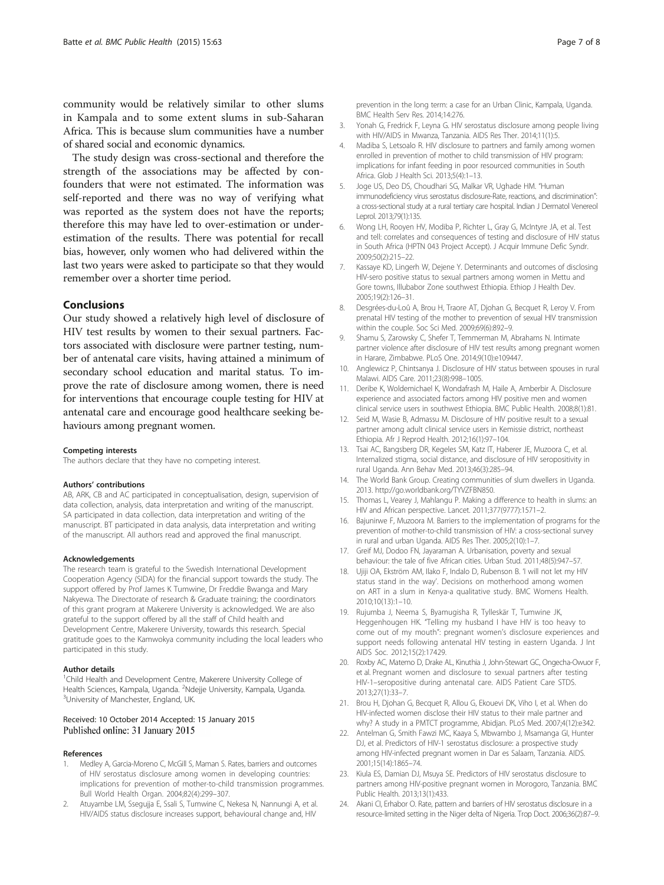community would be relatively similar to other slums in Kampala and to some extent slums in sub-Saharan Africa. This is because slum communities have a number of shared social and economic dynamics.

The study design was cross-sectional and therefore the strength of the associations may be affected by confounders that were not estimated. The information was self-reported and there was no way of verifying what was reported as the system does not have the reports; therefore this may have led to over-estimation or under-estimation of the results. There was potential for recall bias, however, only women who had delivered within the last two years were asked to participate so that they would remember over a shorter time period.

## Conclusions

Our study showed a relatively high level of disclosure of HIV test results by women to their sexual partners. Factors associated with disclosure were partner testing, number of antenatal care visits, having attained a minimum of secondary school education and marital status. To improve the rate of disclosure among women, there is need for interventions that encourage couple testing for HIV at antenatal care and encourage good healthcare seeking behaviours among pregnant women.

#### Competing interests

The authors declare that they have no competing interest.

#### Authors' contributions

AB, ARK, CB and AC participated in conceptualisation, design, supervision of data collection, analysis, data interpretation and writing of the manuscript. SA participated in data collection, data interpretation and writing of the manuscript. BT participated in data analysis, data interpretation and writing of the manuscript. All authors read and approved the final manuscript.

#### Acknowledgements

The research team is grateful to the Swedish International Development Cooperation Agency (SIDA) for the financial support towards the study. The support offered by Prof James K Tumwine, Dr Freddie Bwanga and Mary Nakyewa. The Directorate of research & Graduate training; the coordinators of this grant program at Makerere University is acknowledged. We are also grateful to the support offered by all the staff of Child health and Development Centre, Makerere University, towards this research. Special gratitude goes to the Kamwokya community including the local leaders who participated in this study.

#### Author details

[1]Child Health and Development Centre, Makerere University College of Health Sciences, Kampala, Uganda. [2]Ndejje University, Kampala, Uganda. [3]University of Manchester, England, UK.

Received: 10 October 2014 Accepted: 15 January 2015
Published online: 31 January 2015

#### References

1. Medley A, Garcia-Moreno C, McGill S, Maman S. Rates, barriers and outcomes of HIV serostatus disclosure among women in developing countries: implications for prevention of mother-to-child transmission programmes. Bull World Health Organ. 2004;82(4):299–307.
2. Atuyambe LM, Ssegujja E, Ssali S, Tumwine C, Nekesa N, Nannungi A, et al. HIV/AIDS status disclosure increases support, behavioural change and, HIV prevention in the long term: a case for an Urban Clinic, Kampala, Uganda. BMC Health Serv Res. 2014;14:276.
3. Yonah G, Fredrick F, Leyna G. HIV serostatus disclosure among people living with HIV/AIDS in Mwanza, Tanzania. AIDS Res Ther. 2014;11(1):5.
4. Madiba S, Letsoalo R. HIV disclosure to partners and family among women enrolled in prevention of mother to child transmission of HIV program: implications for infant feeding in poor resourced communities in South Africa. Glob J Health Sci. 2013;5(4):1–13.
5. Joge US, Deo DS, Choudhari SG, Malkar VR, Ughade HM. "Human immunodeficiency virus serostatus disclosure-Rate, reactions, and discrimination": a cross-sectional study at a rural tertiary care hospital. Indian J Dermatol Venereol Leprol. 2013;79(1):135.
6. Wong LH, Rooyen HV, Modiba P, Richter L, Gray G, McIntyre JA, et al. Test and tell: correlates and consequences of testing and disclosure of HIV status in South Africa (HPTN 043 Project Accept). J Acquir Immune Defic Syndr. 2009;50(2):215–22.
7. Kassaye KD, Lingerh W, Dejene Y. Determinants and outcomes of disclosing HIV-sero positive status to sexual partners among women in Mettu and Gore towns, Illubabor Zone southwest Ethiopia. Ethiop J Health Dev. 2005;19(2):126–31.
8. Desgrées-du-Loû A, Brou H, Traore AT, Djohan G, Becquet R, Leroy V. From prenatal HIV testing of the mother to prevention of sexual HIV transmission within the couple. Soc Sci Med. 2009;69(6):892–9.
9. Shamu S, Zarowsky C, Shefer T, Temmerman M, Abrahams N. Intimate partner violence after disclosure of HIV test results among pregnant women in Harare, Zimbabwe. PLoS One. 2014;9(10):e109447.
10. Anglewicz P, Chintsanya J. Disclosure of HIV status between spouses in rural Malawi. AIDS Care. 2011;23(8):998–1005.
11. Deribe K, Woldemichael K, Wondafrash M, Haile A, Amberbir A. Disclosure experience and associated factors among HIV positive men and women clinical service users in southwest Ethiopia. BMC Public Health. 2008;8(1):81.
12. Seid M, Wasie B, Admassu M. Disclosure of HIV positive result to a sexual partner among adult clinical service users in Kemissie district, northeast Ethiopia. Afr J Reprod Health. 2012;16(1):97–104.
13. Tsai AC, Bangsberg DR, Kegeles SM, Katz IT, Haberer JE, Muzoora C, et al. Internalized stigma, social distance, and disclosure of HIV seropositivity in rural Uganda. Ann Behav Med. 2013;46(3):285–94.
14. The World Bank Group. Creating communities of slum dwellers in Uganda. 2013. http://go.worldbank.org/TYVZFBN850.
15. Thomas L, Vearey J, Mahlangu P. Making a difference to health in slums: an HIV and African perspective. Lancet. 2011;377(9777):1571–2.
16. Bajunirwe F, Muzoora M. Barriers to the implementation of programs for the prevention of mother-to-child transmission of HIV: a cross-sectional survey in rural and urban Uganda. AIDS Res Ther. 2005;2(10):1–7.
17. Greif MJ, Dodoo FN, Jayaraman A. Urbanisation, poverty and sexual behaviour: the tale of five African cities. Urban Stud. 2011;48(5):947–57.
18. Ujiji OA, Ekström AM, Ilako F, Indalo D, Rubenson B. 'I will not let my HIV status stand in the way'. Decisions on motherhood among women on ART in a slum in Kenya-a qualitative study. BMC Womens Health. 2010;10(13):1–10.
19. Rujumba J, Neema S, Byamugisha R, Tylleskär T, Tumwine JK, Heggenhougen HK. "Telling my husband I have HIV is too heavy to come out of my mouth": pregnant women's disclosure experiences and support needs following antenatal HIV testing in eastern Uganda. J Int AIDS Soc. 2012;15(2):17429.
20. Roxby AC, Matemo D, Drake AL, Kinuthia J, John-Stewart GC, Ongecha-Owuor F, et al. Pregnant women and disclosure to sexual partners after testing HIV-1–seropositive during antenatal care. AIDS Patient Care STDS. 2013;27(1):33–7.
21. Brou H, Djohan G, Becquet R, Allou G, Ekouevi DK, Viho I, et al. When do HIV-infected women disclose their HIV status to their male partner and why? A study in a PMTCT programme, Abidjan. PLoS Med. 2007;4(12):e342.
22. Antelman G, Smith Fawzi MC, Kaaya S, Mbwambo J, Msamanga GI, Hunter DJ, et al. Predictors of HIV-1 serostatus disclosure: a prospective study among HIV-infected pregnant women in Dar es Salaam, Tanzania. AIDS. 2001;15(14):1865–74.
23. Kiula ES, Damian DJ, Msuya SE. Predictors of HIV serostatus disclosure to partners among HIV-positive pregnant women in Morogoro, Tanzania. BMC Public Health. 2013;13(1):433.
24. Akani CI, Erhabor O. Rate, pattern and barriers of HIV serostatus disclosure in a resource-limited setting in the Niger delta of Nigeria. Trop Doct. 2006;36(2):87–9.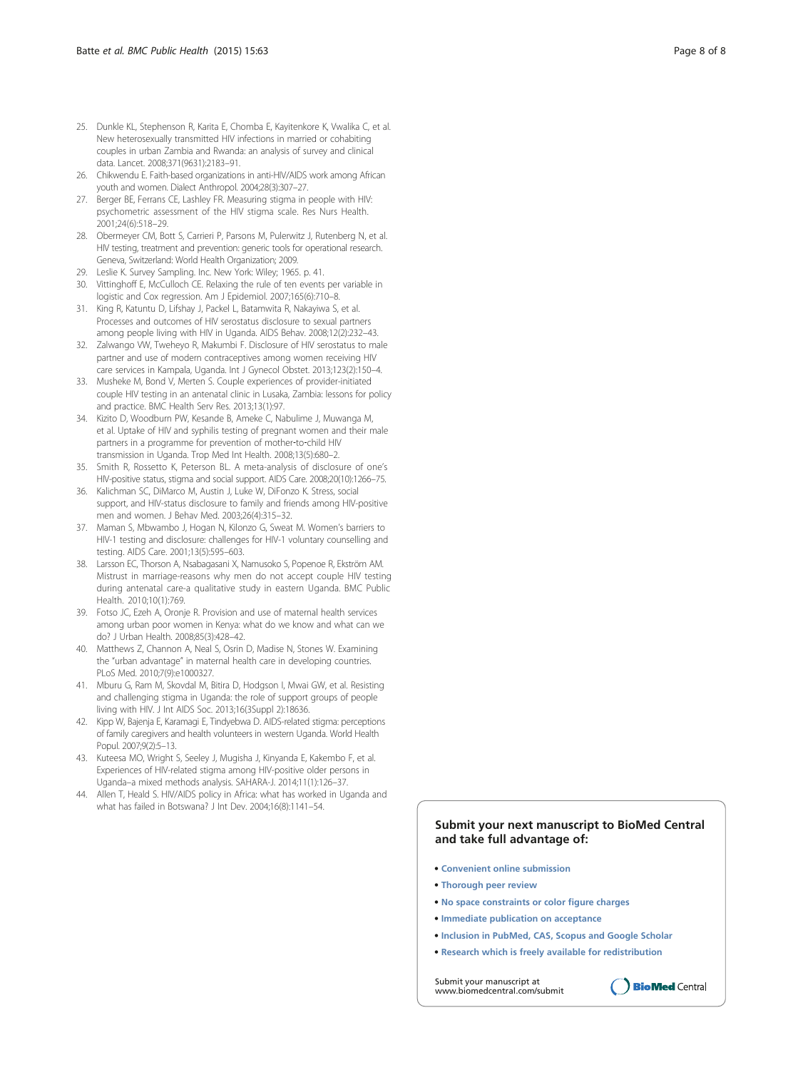25. Dunkle KL, Stephenson R, Karita E, Chomba E, Kayitenkore K, Vwalika C, et al. New heterosexually transmitted HIV infections in married or cohabiting couples in urban Zambia and Rwanda: an analysis of survey and clinical data. Lancet. 2008;371(9631):2183–91.
26. Chikwendu E. Faith-based organizations in anti-HIV/AIDS work among African youth and women. Dialect Anthropol. 2004;28(3):307–27.
27. Berger BE, Ferrans CE, Lashley FR. Measuring stigma in people with HIV: psychometric assessment of the HIV stigma scale. Res Nurs Health. 2001;24(6):518–29.
28. Obermeyer CM, Bott S, Carrieri P, Parsons M, Pulerwitz J, Rutenberg N, et al. HIV testing, treatment and prevention: generic tools for operational research. Geneva, Switzerland: World Health Organization; 2009.
29. Leslie K. Survey Sampling. Inc. New York: Wiley; 1965. p. 41.
30. Vittinghoff E, McCulloch CE. Relaxing the rule of ten events per variable in logistic and Cox regression. Am J Epidemiol. 2007;165(6):710–8.
31. King R, Katuntu D, Lifshay J, Packel L, Batamwita R, Nakayiwa S, et al. Processes and outcomes of HIV serostatus disclosure to sexual partners among people living with HIV in Uganda. AIDS Behav. 2008;12(2):232–43.
32. Zalwango VW, Tweheyo R, Makumbi F. Disclosure of HIV serostatus to male partner and use of modern contraceptives among women receiving HIV care services in Kampala, Uganda. Int J Gynecol Obstet. 2013;123(2):150–4.
33. Musheke M, Bond V, Merten S. Couple experiences of provider-initiated couple HIV testing in an antenatal clinic in Lusaka, Zambia: lessons for policy and practice. BMC Health Serv Res. 2013;13(1):97.
34. Kizito D, Woodburn PW, Kesande B, Ameke C, Nabulime J, Muwanga M, et al. Uptake of HIV and syphilis testing of pregnant women and their male partners in a programme for prevention of mother-to-child HIV transmission in Uganda. Trop Med Int Health. 2008;13(5):680–2.
35. Smith R, Rossetto K, Peterson BL. A meta-analysis of disclosure of one's HIV-positive status, stigma and social support. AIDS Care. 2008;20(10):1266–75.
36. Kalichman SC, DiMarco M, Austin J, Luke W, DiFonzo K. Stress, social support, and HIV-status disclosure to family and friends among HIV-positive men and women. J Behav Med. 2003;26(4):315–32.
37. Maman S, Mbwambo J, Hogan N, Kilonzo G, Sweat M. Women's barriers to HIV-1 testing and disclosure: challenges for HIV-1 voluntary counselling and testing. AIDS Care. 2001;13(5):595–603.
38. Larsson EC, Thorson A, Nsabagasani X, Namusoko S, Popenoe R, Ekström AM. Mistrust in marriage-reasons why men do not accept couple HIV testing during antenatal care-a qualitative study in eastern Uganda. BMC Public Health. 2010;10(1):769.
39. Fotso JC, Ezeh A, Oronje R. Provision and use of maternal health services among urban poor women in Kenya: what do we know and what can we do? J Urban Health. 2008;85(3):428–42.
40. Matthews Z, Channon A, Neal S, Osrin D, Madise N, Stones W. Examining the "urban advantage" in maternal health care in developing countries. PLoS Med. 2010;7(9):e1000327.
41. Mburu G, Ram M, Skovdal M, Bitira D, Hodgson I, Mwai GW, et al. Resisting and challenging stigma in Uganda: the role of support groups of people living with HIV. J Int AIDS Soc. 2013;16(3Suppl 2):18636.
42. Kipp W, Bajenja E, Karamagi E, Tindyebwa D. AIDS-related stigma: perceptions of family caregivers and health volunteers in western Uganda. World Health Popul. 2007;9(2):5–13.
43. Kuteesa MO, Wright S, Seeley J, Mugisha J, Kinyanda E, Kakembo F, et al. Experiences of HIV-related stigma among HIV-positive older persons in Uganda–a mixed methods analysis. SAHARA-J. 2014;11(1):126–37.
44. Allen T, Heald S. HIV/AIDS policy in Africa: what has worked in Uganda and what has failed in Botswana? J Int Dev. 2004;16(8):1141–54.

**Submit your next manuscript to BioMed Central and take full advantage of:**

- **Convenient online submission**
- **Thorough peer review**
- **No space constraints or color figure charges**
- **Immediate publication on acceptance**
- **Inclusion in PubMed, CAS, Scopus and Google Scholar**
- **Research which is freely available for redistribution**

Submit your manuscript at
www.biomedcentral.com/submit

BioMed Central